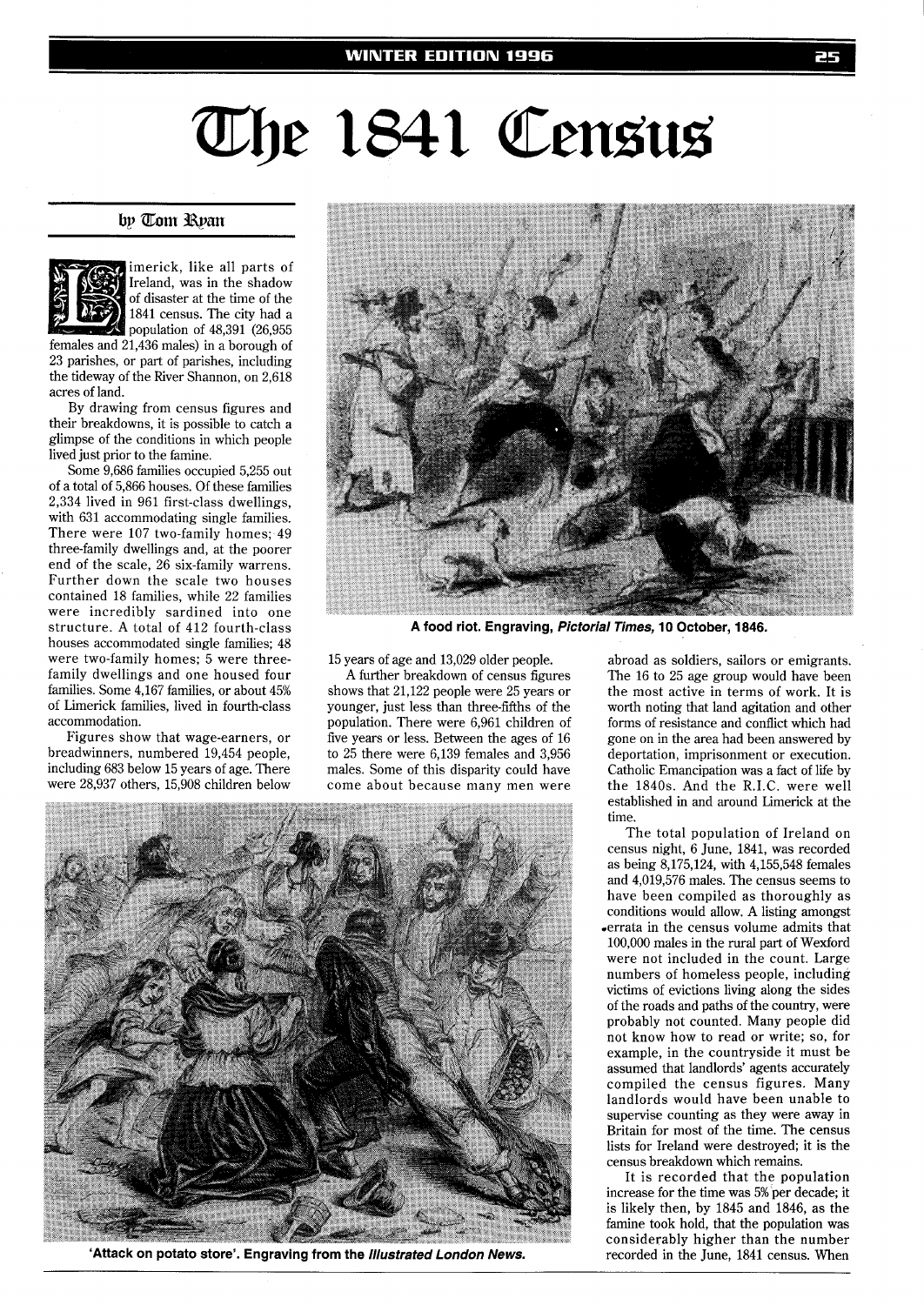# The 1841 Census

by Tom Ryan

Limerick, like all parts of Ireland, was in the shadow of disaster at the time of the 1841 census. The city had a population of 48,391 (26,955 females and 21,436 males) in a borough of 23 parishes, or part of parishes, including the tideway of the River Shannon, on 2,618 acres of land.

By drawing from census figures and their breakdowns, it is possible to catch a glimpse of the conditions in which people lived just prior to the famine.

Some 9,686 families occupied 5,255 out of a total of 5,866 houses. Of these families 2,334 lived in 961 first-class dwellings, with 631 accommodating single families. There were 107 two-family homes; 49 three-family dwellings and, at the poorer end of the scale, 26 six-family warrens. Further down the scale two houses contained 18 families, while 22 families were incredibly sardined into one structure. A total of 412 fourth-class houses accommodated single families; 48 were two-family homes; 5 were three-family dwellings and one housed four families. Some 4,167 families, or about 45% of Limerick families, lived in fourth-class accommodation.

Figures show that wage-earners, or breadwinners, numbered 19,454 people, including 683 below 15 years of age. There were 28,937 others, 15,908 children below 15 years of age and 13,029 older people.

A further breakdown of census figures shows that 21,122 people were 25 years or younger, just less than three-fifths of the population. There were 6,961 children of five years or less. Between the ages of 16 to 25 there were 6,139 females and 3,956 males. Some of this disparity could have come about because many men were abroad as soldiers, sailors or emigrants. The 16 to 25 age group would have been the most active in terms of work. It is worth noting that land agitation and other forms of resistance and conflict which had gone on in the area had been answered by deportation, imprisonment or execution. Catholic Emancipation was a fact of life by the 1840s. And the R.I.C. were well established in and around Limerick at the time.

The total population of Ireland on census night, 6 June, 1841, was recorded as being 8,175,124, with 4,155,548 females and 4,019,576 males. The census seems to have been compiled as thoroughly as conditions would allow. A listing amongst errata in the census volume admits that 100,000 males in the rural part of Wexford were not included in the count. Large numbers of homeless people, including victims of evictions living along the sides of the roads and paths of the country, were probably not counted. Many people did not know how to read or write; so, for example, in the countryside it must be assumed that landlords' agents accurately compiled the census figures. Many landlords would have been unable to supervise counting as they were away in Britain for most of the time. The census lists for Ireland were destroyed; it is the census breakdown which remains.

It is recorded that the population increase for the time was 5% per decade; it is likely then, by 1845 and 1846, as the famine took hold, that the population was considerably higher than the number recorded in the June, 1841 census. When

**A food riot. Engraving, *Pictorial Times*, 10 October, 1846.**

**'Attack on potato store'. Engraving from the *Illustrated London News*.**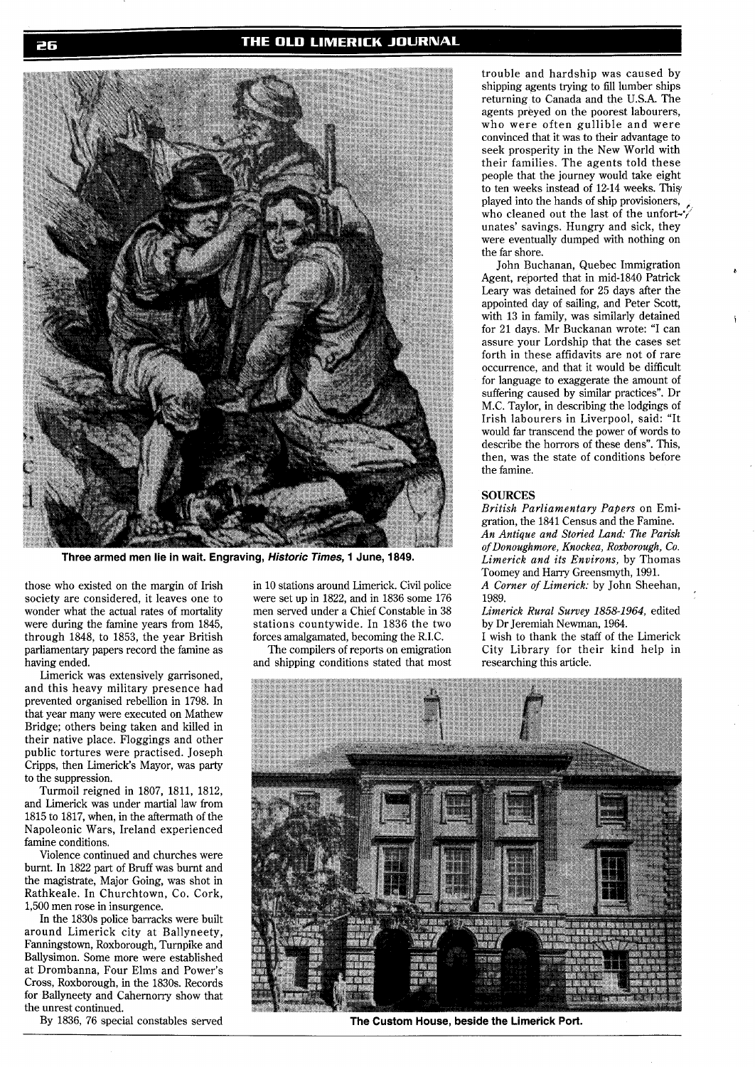Three armed men lie in wait. Engraving, ***Historic Times***, 1 June, 1849.

those who existed on the margin of Irish society are considered, it leaves one to wonder what the actual rates of mortality were during the famine years from 1845, through 1848, to 1853, the year British parliamentary papers record the famine as having ended.

Limerick was extensively garrisoned, and this heavy military presence had prevented organised rebellion in 1798. In that year many were executed on Mathew Bridge; others being taken and killed in their native place. Floggings and other public tortures were practised. Joseph Cripps, then Limerick's Mayor, was party to the suppression.

Turmoil reigned in 1807, 1811, 1812, and Limerick was under martial law from 1815 to 1817, when, in the aftermath of the Napoleonic Wars, Ireland experienced famine conditions.

Violence continued and churches were burnt. In 1822 part of Bruff was burnt and the magistrate, Major Going, was shot in Rathkeale. In Churchtown, Co. Cork, 1,500 men rose in insurgence.

In the 1830s police barracks were built around Limerick city at Ballyneety, Fanningstown, Roxborough, Turnpike and Ballysimon. Some more were established at Drombanna, Four Elms and Power's Cross, Roxborough, in the 1830s. Records for Ballyneety and Cahernorry show that the unrest continued.

By 1836, 76 special constables served in 10 stations around Limerick. Civil police were set up in 1822, and in 1836 some 176 men served under a Chief Constable in 38 stations countywide. In 1836 the two forces amalgamated, becoming the R.I.C.

The compilers of reports on emigration and shipping conditions stated that most trouble and hardship was caused by shipping agents trying to fill lumber ships returning to Canada and the U.S.A. The agents preyed on the poorest labourers, who were often gullible and were convinced that it was to their advantage to seek prosperity in the New World with their families. The agents told these people that the journey would take eight to ten weeks instead of 12-14 weeks. This played into the hands of ship provisioners, who cleaned out the last of the unfortunates' savings. Hungry and sick, they were eventually dumped with nothing on the far shore.

John Buchanan, Quebec Immigration Agent, reported that in mid-1840 Patrick Leary was detained for 25 days after the appointed day of sailing, and Peter Scott, with 13 in family, was similarly detained for 21 days. Mr Buckanan wrote: "I can assure your Lordship that the cases set forth in these affidavits are not of rare occurrence, and that it would be difficult for language to exaggerate the amount of suffering caused by similar practices". Dr M.C. Taylor, in describing the lodgings of Irish labourers in Liverpool, said: "It would far transcend the power of words to describe the horrors of these dens". This, then, was the state of conditions before the famine.

## SOURCES

*British Parliamentary Papers* on Emigration, the 1841 Census and the Famine.

*An Antique and Storied Land: The Parish of Donoughmore, Knockea, Roxborough, Co. Limerick and its Environs*, by Thomas Toomey and Harry Greensmyth, 1991.

*A Corner of Limerick:* by John Sheehan, 1989.

*Limerick Rural Survey 1858-1964*, edited by Dr Jeremiah Newman, 1964.

I wish to thank the staff of the Limerick City Library for their kind help in researching this article.

**The Custom House, beside the Limerick Port.**